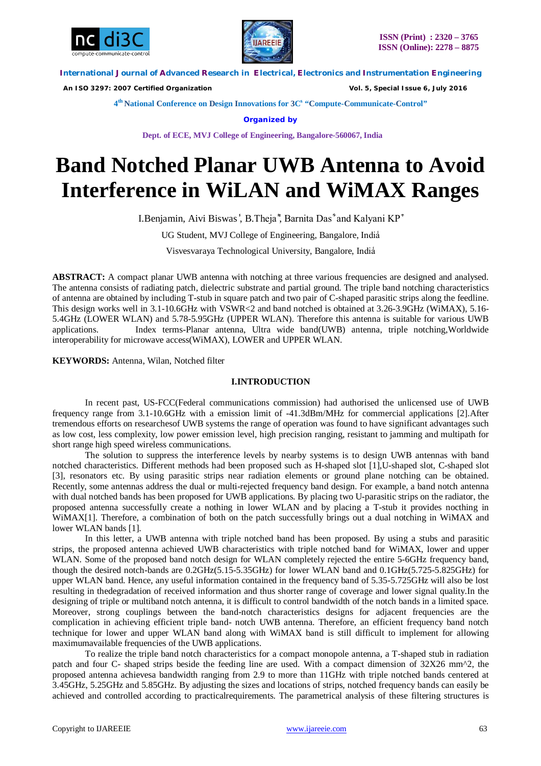# Band Notched Planar UWB Antenna to Avoid Interference in WiLAN and WiMAX Ranges

I.Benjamin, Aivi Biswas[1], B.Theja[2], Barnita Das[3] and Kalyani KP[4]

UG Student, MVJ College of Engineering, Bangalore, India

Visvesvaraya Technological University, Bangalore, India

**ABSTRACT:** A compact planar UWB antenna with notching at three various frequencies are designed and analysed. The antenna consists of radiating patch, dielectric substrate and partial ground. The triple band notching characteristics of antenna are obtained by including T-stub in square patch and two pair of C-shaped parasitic strips along the feedline. This design works well in 3.1-10.6GHz with VSWR<2 and band notched is obtained at 3.26-3.9GHz (WiMAX), 5.16-5.4GHz (LOWER WLAN) and 5.78-5.95GHz (UPPER WLAN). Therefore this antenna is suitable for various UWB applications. Index terms-Planar antenna, Ultra wide band(UWB) antenna, triple notching,Worldwide interoperability for microwave access(WiMAX), LOWER and UPPER WLAN.

**KEYWORDS:** Antenna, Wilan, Notched filter

## I.INTRODUCTION

In recent past, US-FCC(Federal communications commission) had authorised the unlicensed use of UWB frequency range from 3.1-10.6GHz with a emission limit of -41.3dBm/MHz for commercial applications [2].After tremendous efforts on researchesof UWB systems the range of operation was found to have significant advantages such as low cost, less complexity, low power emission level, high precision ranging, resistant to jamming and multipath for short range high speed wireless communications.

The solution to suppress the interference levels by nearby systems is to design UWB antennas with band notched characteristics. Different methods had been proposed such as H-shaped slot [1],U-shaped slot, C-shaped slot [3], resonators etc. By using parasitic strips near radiation elements or ground plane notching can be obtained. Recently, some antennas address the dual or multi-rejected frequency band design. For example, a band notch antenna with dual notched bands has been proposed for UWB applications. By placing two U-parasitic strips on the radiator, the proposed antenna successfully create a nothing in lower WLAN and by placing a T-stub it provides noctching in WiMAX[1]. Therefore, a combination of both on the patch successfully brings out a dual notching in WiMAX and lower WLAN bands [1].

In this letter, a UWB antenna with triple notched band has been proposed. By using a stubs and parasitic strips, the proposed antenna achieved UWB characteristics with triple notched band for WiMAX, lower and upper WLAN. Some of the proposed band notch design for WLAN completely rejected the entire 5-6GHz frequency band, though the desired notch-bands are 0.2GHz(5.15-5.35GHz) for lower WLAN band and 0.1GHz(5.725-5.825GHz) for upper WLAN band. Hence, any useful information contained in the frequency band of 5.35-5.725GHz will also be lost resulting in thedegradation of received information and thus shorter range of coverage and lower signal quality.In the designing of triple or multiband notch antenna, it is difficult to control bandwidth of the notch bands in a limited space. Moreover, strong couplings between the band-notch characteristics designs for adjacent frequencies are the complication in achieving efficient triple band- notch UWB antenna. Therefore, an efficient frequency band notch technique for lower and upper WLAN band along with WiMAX band is still difficult to implement for allowing maximumavailable frequencies of the UWB applications.

To realize the triple band notch characteristics for a compact monopole antenna, a T-shaped stub in radiation patch and four C- shaped strips beside the feeding line are used. With a compact dimension of 32X26 mm^2, the proposed antenna achievesa bandwidth ranging from 2.9 to more than 11GHz with triple notched bands centered at 3.45GHz, 5.25GHz and 5.85GHz. By adjusting the sizes and locations of strips, notched frequency bands can easily be achieved and controlled according to practicalrequirements. The parametrical analysis of these filtering structures is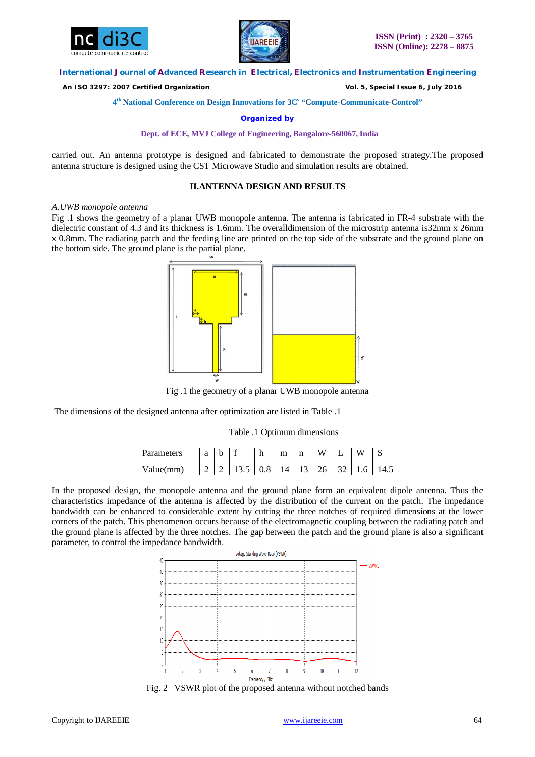carried out. An antenna prototype is designed and fabricated to demonstrate the proposed strategy.The proposed antenna structure is designed using the CST Microwave Studio and simulation results are obtained.

## II.ANTENNA DESIGN AND RESULTS

*A.UWB monopole antenna*

Fig .1 shows the geometry of a planar UWB monopole antenna. The antenna is fabricated in FR-4 substrate with the dielectric constant of 4.3 and its thickness is 1.6mm. The overalldimension of the microstrip antenna is32mm x 26mm x 0.8mm. The radiating patch and the feeding line are printed on the top side of the substrate and the ground plane on the bottom side. The ground plane is the partial plane.

Fig .1 the geometry of a planar UWB monopole antenna

The dimensions of the designed antenna after optimization are listed in Table .1

Table .1 Optimum dimensions

| Parameters | a | b | f | h | m | n | W | L | W | S |
|---|---|---|---|---|---|---|---|---|---|---|
| Value(mm) | 2 | 2 | 13.5 | 0.8 | 14 | 13 | 26 | 32 | 1.6 | 14.5 |

In the proposed design, the monopole antenna and the ground plane form an equivalent dipole antenna. Thus the characteristics impedance of the antenna is affected by the distribution of the current on the patch. The impedance bandwidth can be enhanced to considerable extent by cutting the three notches of required dimensions at the lower corners of the patch. This phenomenon occurs because of the electromagnetic coupling between the radiating patch and the ground plane is affected by the three notches. The gap between the patch and the ground plane is also a significant parameter, to control the impedance bandwidth.

Fig. 2 VSWR plot of the proposed antenna without notched bands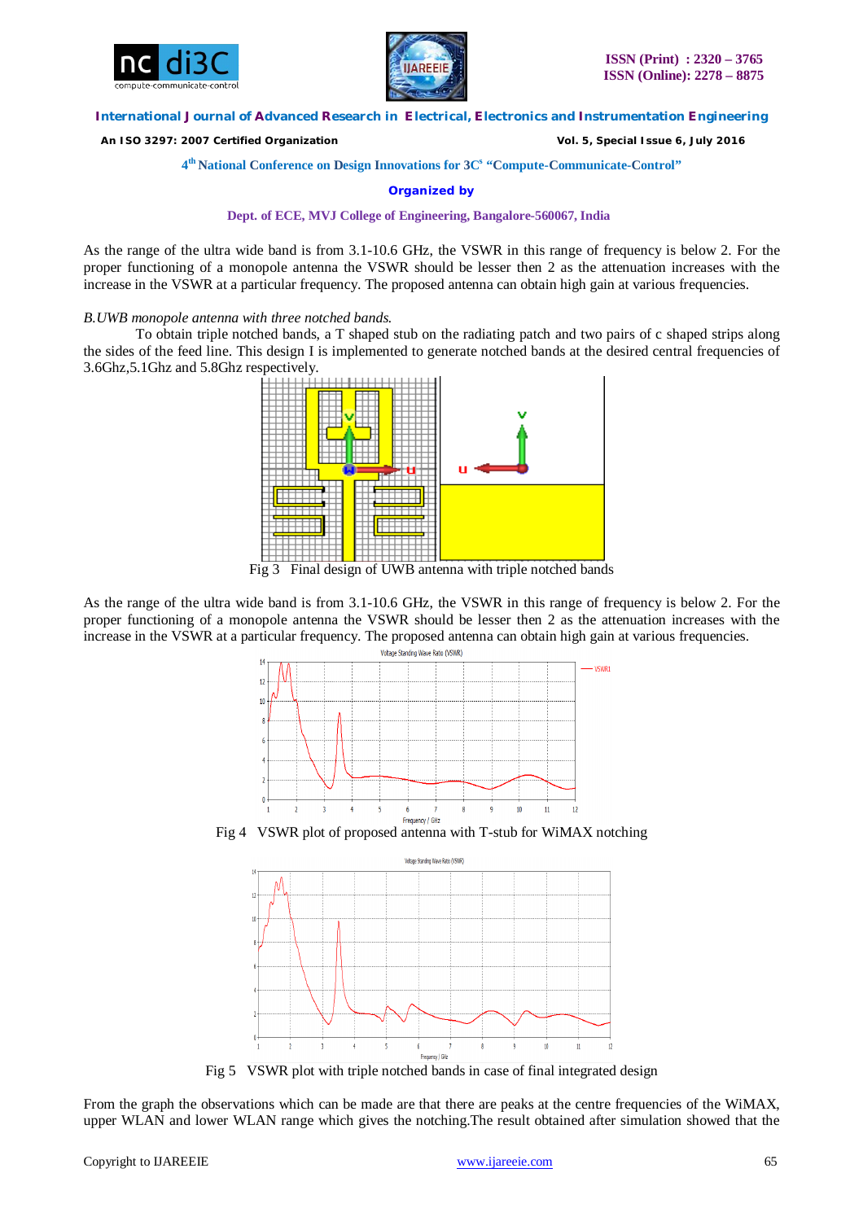As the range of the ultra wide band is from 3.1-10.6 GHz, the VSWR in this range of frequency is below 2. For the proper functioning of a monopole antenna the VSWR should be lesser then 2 as the attenuation increases with the increase in the VSWR at a particular frequency. The proposed antenna can obtain high gain at various frequencies.

*B.UWB monopole antenna with three notched bands.*

To obtain triple notched bands, a T shaped stub on the radiating patch and two pairs of c shaped strips along the sides of the feed line. This design I is implemented to generate notched bands at the desired central frequencies of 3.6Ghz,5.1Ghz and 5.8Ghz respectively.

Fig 3 Final design of UWB antenna with triple notched bands

As the range of the ultra wide band is from 3.1-10.6 GHz, the VSWR in this range of frequency is below 2. For the proper functioning of a monopole antenna the VSWR should be lesser then 2 as the attenuation increases with the increase in the VSWR at a particular frequency. The proposed antenna can obtain high gain at various frequencies.

Fig 4 VSWR plot of proposed antenna with T-stub for WiMAX notching

Fig 5 VSWR plot with triple notched bands in case of final integrated design

From the graph the observations which can be made are that there are peaks at the centre frequencies of the WiMAX, upper WLAN and lower WLAN range which gives the notching.The result obtained after simulation showed that the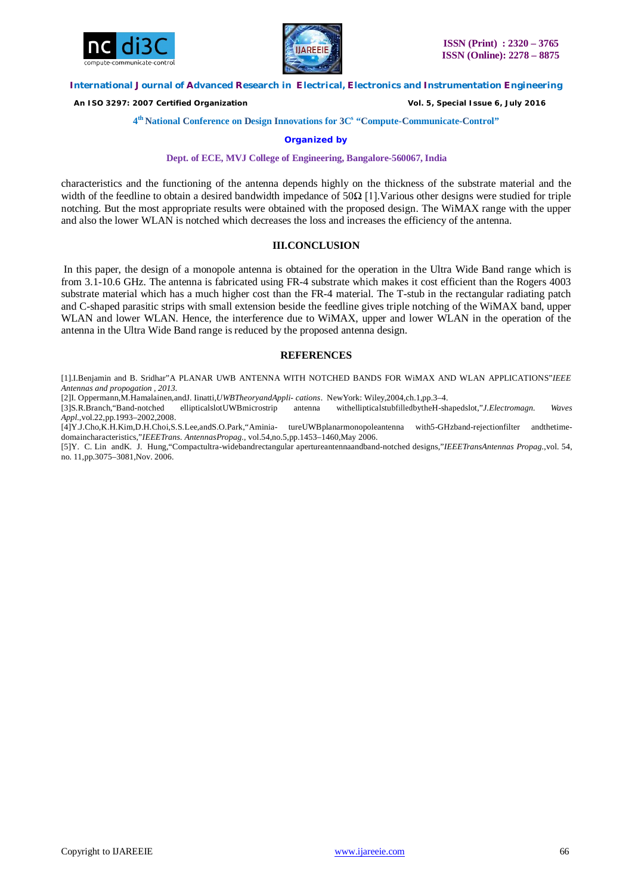characteristics and the functioning of the antenna depends highly on the thickness of the substrate material and the width of the feedline to obtain a desired bandwidth impedance of 50Ω [1].Various other designs were studied for triple notching. But the most appropriate results were obtained with the proposed design. The WiMAX range with the upper and also the lower WLAN is notched which decreases the loss and increases the efficiency of the antenna.

## III.CONCLUSION

In this paper, the design of a monopole antenna is obtained for the operation in the Ultra Wide Band range which is from 3.1-10.6 GHz. The antenna is fabricated using FR-4 substrate which makes it cost efficient than the Rogers 4003 substrate material which has a much higher cost than the FR-4 material. The T-stub in the rectangular radiating patch and C-shaped parasitic strips with small extension beside the feedline gives triple notching of the WiMAX band, upper WLAN and lower WLAN. Hence, the interference due to WiMAX, upper and lower WLAN in the operation of the antenna in the Ultra Wide Band range is reduced by the proposed antenna design.

## REFERENCES

[1].I.Benjamin and B. Sridhar"A PLANAR UWB ANTENNA WITH NOTCHED BANDS FOR WiMAX AND WLAN APPLICATIONS"*IEEE Antennas and propogation , 2013.*

[2]I. Oppermann,M.Hamalainen,andJ. Iinatti,*UWBTheoryandAppli- cations*. NewYork: Wiley,2004,ch.1,pp.3–4.

[3]S.R.Branch,"Band-notched ellipticalslotUWBmicrostrip antenna withellipticalstubfilledbytheH-shapedslot,"*J.Electromagn. Waves Appl.*,vol.22,pp.1993–2002,2008.

[4]Y.J.Cho,K.H.Kim,D.H.Choi,S.S.Lee,andS.O.Park,"Aminia- tureUWBplanarmonopoleantenna with5-GHzband-rejectionfilter andthetime-domaincharacteristics,"*IEEETrans. AntennasPropag.*, vol.54,no.5,pp.1453–1460,May 2006.

[5]Y. C. Lin andK. J. Hung,"Compactultra-widebandrectangular apertureantennaandband-notched designs,"*IEEETransAntennas Propag.*,vol. 54, no. 11,pp.3075–3081,Nov. 2006.